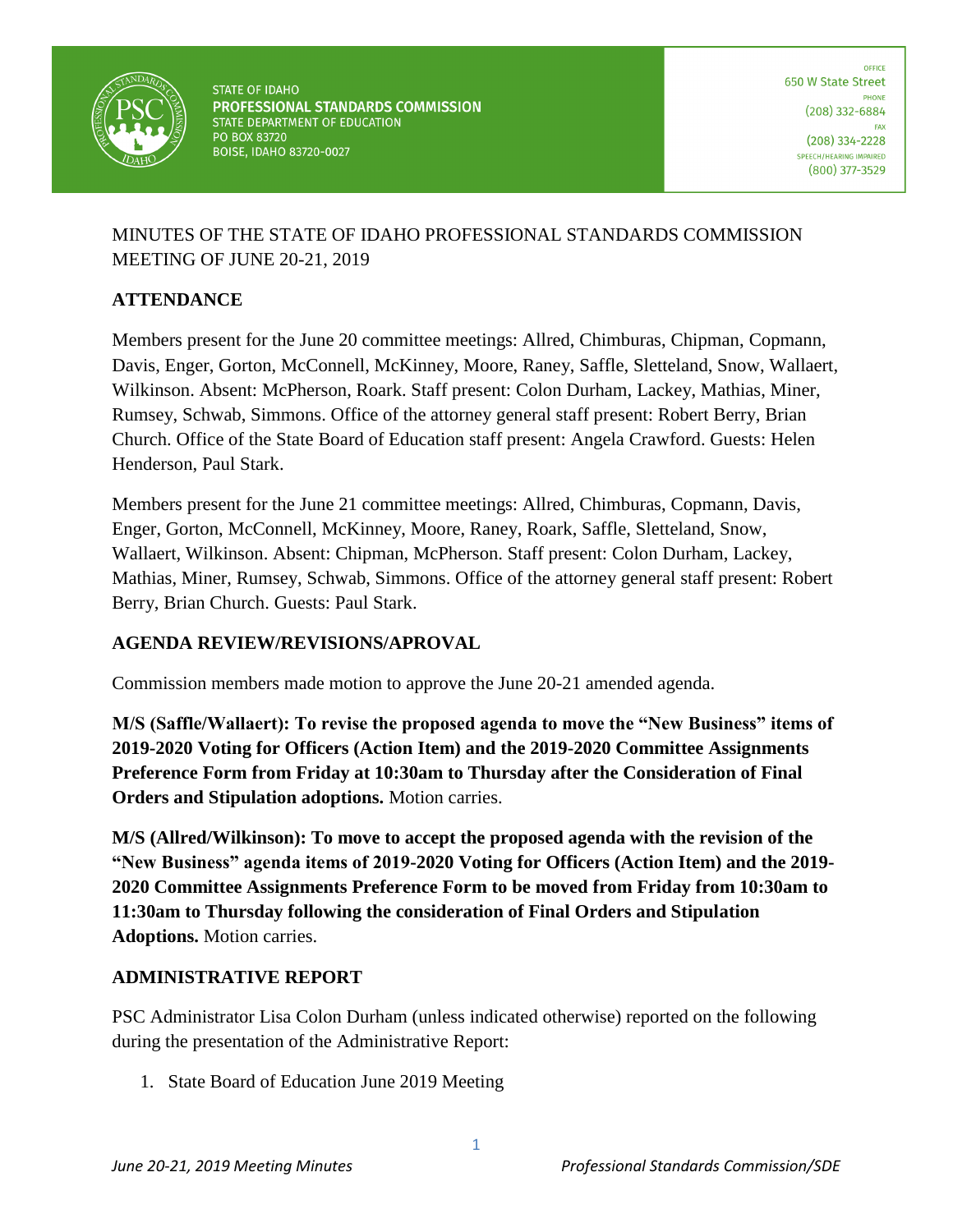STATE OF IDAHO
**PROFESSIONAL STANDARDS COMMISSION**
STATE DEPARTMENT OF EDUCATION
PO BOX 83720
BOISE, IDAHO 83720-0027

OFFICE
650 W State Street
PHONE
(208) 332-6884
FAX
(208) 334-2228
SPEECH/HEARING IMPAIRED
(800) 377-3529

MINUTES OF THE STATE OF IDAHO PROFESSIONAL STANDARDS COMMISSION MEETING OF JUNE 20-21, 2019

## ATTENDANCE

Members present for the June 20 committee meetings: Allred, Chimburas, Chipman, Copmann, Davis, Enger, Gorton, McConnell, McKinney, Moore, Raney, Saffle, Sletteland, Snow, Wallaert, Wilkinson. Absent: McPherson, Roark. Staff present: Colon Durham, Lackey, Mathias, Miner, Rumsey, Schwab, Simmons. Office of the attorney general staff present: Robert Berry, Brian Church. Office of the State Board of Education staff present: Angela Crawford. Guests: Helen Henderson, Paul Stark.

Members present for the June 21 committee meetings: Allred, Chimburas, Copmann, Davis, Enger, Gorton, McConnell, McKinney, Moore, Raney, Roark, Saffle, Sletteland, Snow, Wallaert, Wilkinson. Absent: Chipman, McPherson. Staff present: Colon Durham, Lackey, Mathias, Miner, Rumsey, Schwab, Simmons. Office of the attorney general staff present: Robert Berry, Brian Church. Guests: Paul Stark.

## AGENDA REVIEW/REVISIONS/APROVAL

Commission members made motion to approve the June 20-21 amended agenda.

**M/S (Saffle/Wallaert): To revise the proposed agenda to move the "New Business" items of 2019-2020 Voting for Officers (Action Item) and the 2019-2020 Committee Assignments Preference Form from Friday at 10:30am to Thursday after the Consideration of Final Orders and Stipulation adoptions.** Motion carries.

**M/S (Allred/Wilkinson): To move to accept the proposed agenda with the revision of the "New Business" agenda items of 2019-2020 Voting for Officers (Action Item) and the 2019-2020 Committee Assignments Preference Form to be moved from Friday from 10:30am to 11:30am to Thursday following the consideration of Final Orders and Stipulation Adoptions.** Motion carries.

## ADMINISTRATIVE REPORT

PSC Administrator Lisa Colon Durham (unless indicated otherwise) reported on the following during the presentation of the Administrative Report:

1. State Board of Education June 2019 Meeting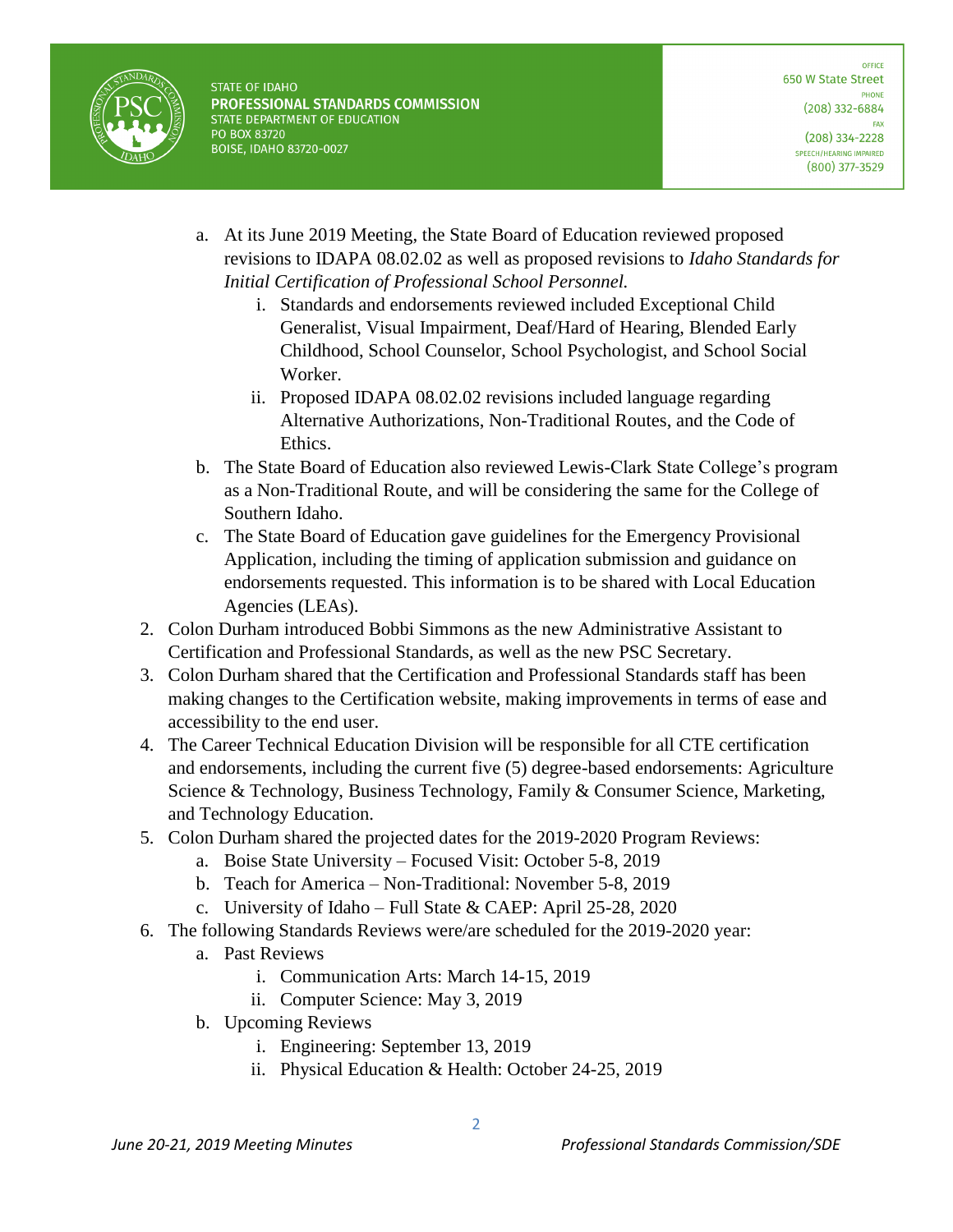a. At its June 2019 Meeting, the State Board of Education reviewed proposed revisions to IDAPA 08.02.02 as well as proposed revisions to *Idaho Standards for Initial Certification of Professional School Personnel.*
      i. Standards and endorsements reviewed included Exceptional Child Generalist, Visual Impairment, Deaf/Hard of Hearing, Blended Early Childhood, School Counselor, School Psychologist, and School Social Worker.
      ii. Proposed IDAPA 08.02.02 revisions included language regarding Alternative Authorizations, Non-Traditional Routes, and the Code of Ethics.
   b. The State Board of Education also reviewed Lewis-Clark State College's program as a Non-Traditional Route, and will be considering the same for the College of Southern Idaho.
   c. The State Board of Education gave guidelines for the Emergency Provisional Application, including the timing of application submission and guidance on endorsements requested. This information is to be shared with Local Education Agencies (LEAs).
2. Colon Durham introduced Bobbi Simmons as the new Administrative Assistant to Certification and Professional Standards, as well as the new PSC Secretary.
3. Colon Durham shared that the Certification and Professional Standards staff has been making changes to the Certification website, making improvements in terms of ease and accessibility to the end user.
4. The Career Technical Education Division will be responsible for all CTE certification and endorsements, including the current five (5) degree-based endorsements: Agriculture Science & Technology, Business Technology, Family & Consumer Science, Marketing, and Technology Education.
5. Colon Durham shared the projected dates for the 2019-2020 Program Reviews:
   a. Boise State University – Focused Visit: October 5-8, 2019
   b. Teach for America – Non-Traditional: November 5-8, 2019
   c. University of Idaho – Full State & CAEP: April 25-28, 2020
6. The following Standards Reviews were/are scheduled for the 2019-2020 year:
   a. Past Reviews
      i. Communication Arts: March 14-15, 2019
      ii. Computer Science: May 3, 2019
   b. Upcoming Reviews
      i. Engineering: September 13, 2019
      ii. Physical Education & Health: October 24-25, 2019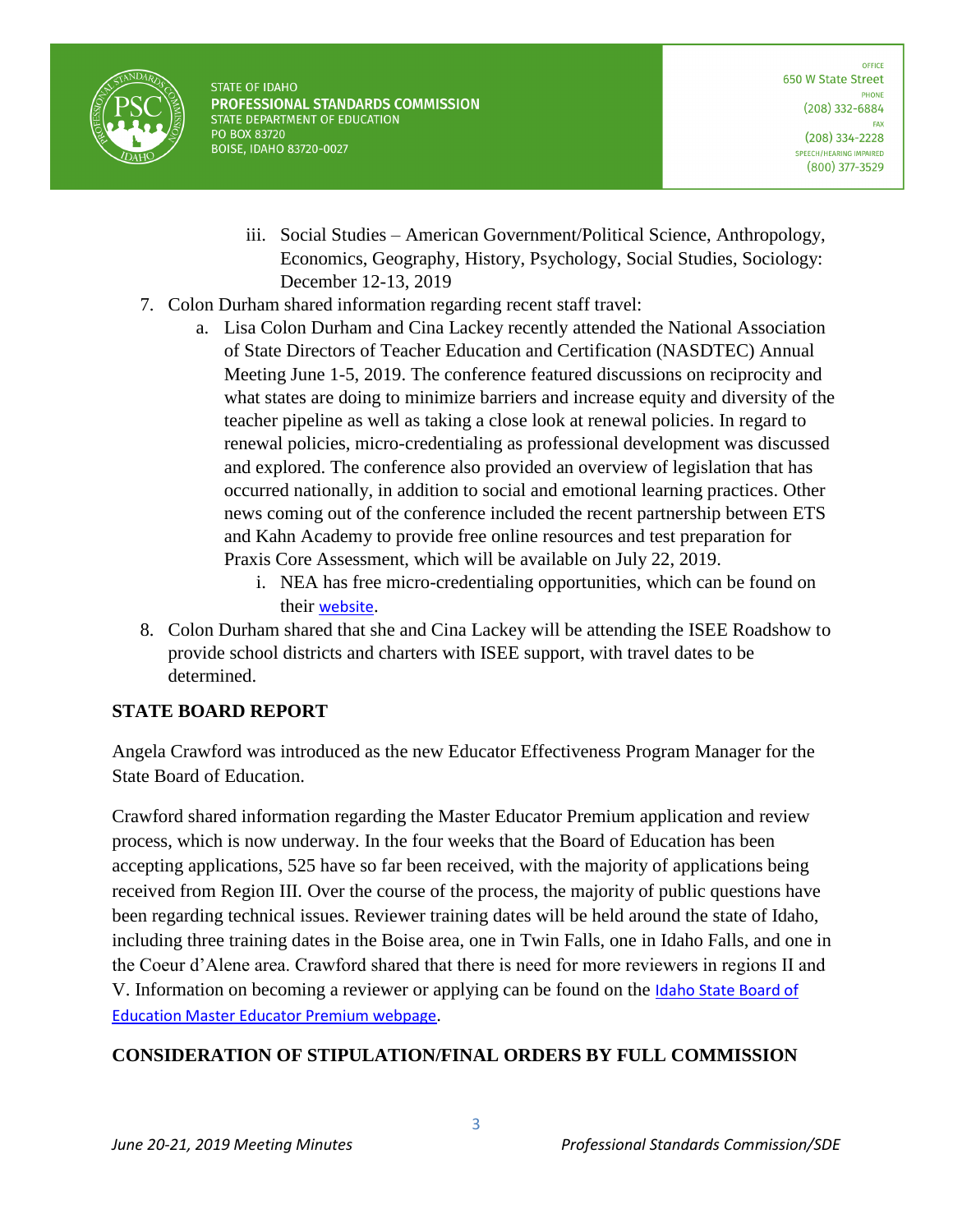iii. Social Studies – American Government/Political Science, Anthropology, Economics, Geography, History, Psychology, Social Studies, Sociology: December 12-13, 2019

7. Colon Durham shared information regarding recent staff travel:
   a. Lisa Colon Durham and Cina Lackey recently attended the National Association of State Directors of Teacher Education and Certification (NASDTEC) Annual Meeting June 1-5, 2019. The conference featured discussions on reciprocity and what states are doing to minimize barriers and increase equity and diversity of the teacher pipeline as well as taking a close look at renewal policies. In regard to renewal policies, micro-credentialing as professional development was discussed and explored. The conference also provided an overview of legislation that has occurred nationally, in addition to social and emotional learning practices. Other news coming out of the conference included the recent partnership between ETS and Kahn Academy to provide free online resources and test preparation for Praxis Core Assessment, which will be available on July 22, 2019.
      i. NEA has free micro-credentialing opportunities, which can be found on their website.
8. Colon Durham shared that she and Cina Lackey will be attending the ISEE Roadshow to provide school districts and charters with ISEE support, with travel dates to be determined.

## STATE BOARD REPORT

Angela Crawford was introduced as the new Educator Effectiveness Program Manager for the State Board of Education.

Crawford shared information regarding the Master Educator Premium application and review process, which is now underway. In the four weeks that the Board of Education has been accepting applications, 525 have so far been received, with the majority of applications being received from Region III. Over the course of the process, the majority of public questions have been regarding technical issues. Reviewer training dates will be held around the state of Idaho, including three training dates in the Boise area, one in Twin Falls, one in Idaho Falls, and one in the Coeur d'Alene area. Crawford shared that there is need for more reviewers in regions II and V. Information on becoming a reviewer or applying can be found on the Idaho State Board of Education Master Educator Premium webpage.

## CONSIDERATION OF STIPULATION/FINAL ORDERS BY FULL COMMISSION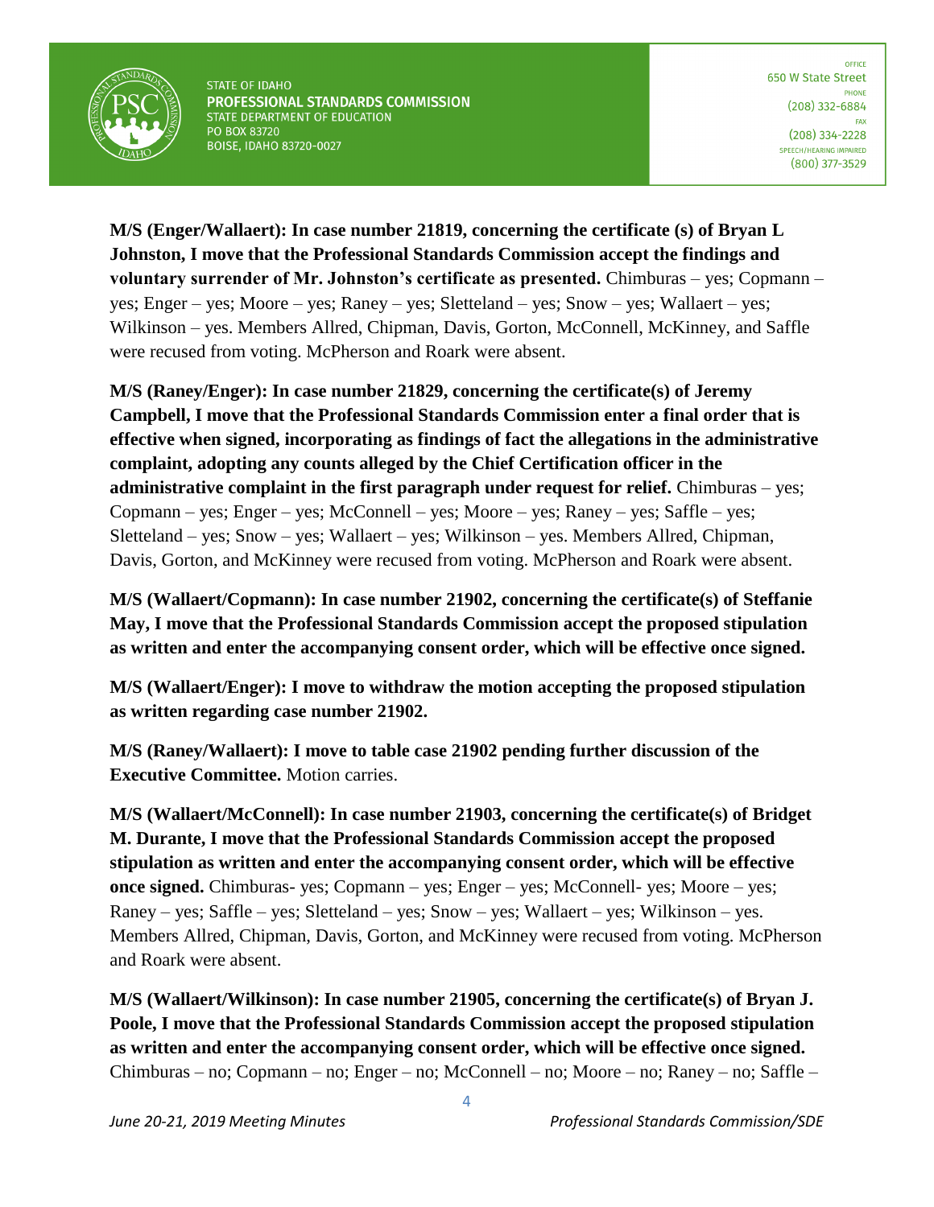**M/S (Enger/Wallaert): In case number 21819, concerning the certificate (s) of Bryan L Johnston, I move that the Professional Standards Commission accept the findings and voluntary surrender of Mr. Johnston's certificate as presented.** Chimburas – yes; Copmann – yes; Enger – yes; Moore – yes; Raney – yes; Sletteland – yes; Snow – yes; Wallaert – yes; Wilkinson – yes. Members Allred, Chipman, Davis, Gorton, McConnell, McKinney, and Saffle were recused from voting. McPherson and Roark were absent.

**M/S (Raney/Enger): In case number 21829, concerning the certificate(s) of Jeremy Campbell, I move that the Professional Standards Commission enter a final order that is effective when signed, incorporating as findings of fact the allegations in the administrative complaint, adopting any counts alleged by the Chief Certification officer in the administrative complaint in the first paragraph under request for relief.** Chimburas – yes; Copmann – yes; Enger – yes; McConnell – yes; Moore – yes; Raney – yes; Saffle – yes; Sletteland – yes; Snow – yes; Wallaert – yes; Wilkinson – yes. Members Allred, Chipman, Davis, Gorton, and McKinney were recused from voting. McPherson and Roark were absent.

**M/S (Wallaert/Copmann): In case number 21902, concerning the certificate(s) of Steffanie May, I move that the Professional Standards Commission accept the proposed stipulation as written and enter the accompanying consent order, which will be effective once signed.**

**M/S (Wallaert/Enger): I move to withdraw the motion accepting the proposed stipulation as written regarding case number 21902.**

**M/S (Raney/Wallaert): I move to table case 21902 pending further discussion of the Executive Committee.** Motion carries.

**M/S (Wallaert/McConnell): In case number 21903, concerning the certificate(s) of Bridget M. Durante, I move that the Professional Standards Commission accept the proposed stipulation as written and enter the accompanying consent order, which will be effective once signed.** Chimburas- yes; Copmann – yes; Enger – yes; McConnell- yes; Moore – yes; Raney – yes; Saffle – yes; Sletteland – yes; Snow – yes; Wallaert – yes; Wilkinson – yes. Members Allred, Chipman, Davis, Gorton, and McKinney were recused from voting. McPherson and Roark were absent.

**M/S (Wallaert/Wilkinson): In case number 21905, concerning the certificate(s) of Bryan J. Poole, I move that the Professional Standards Commission accept the proposed stipulation as written and enter the accompanying consent order, which will be effective once signed.** Chimburas – no; Copmann – no; Enger – no; McConnell – no; Moore – no; Raney – no; Saffle –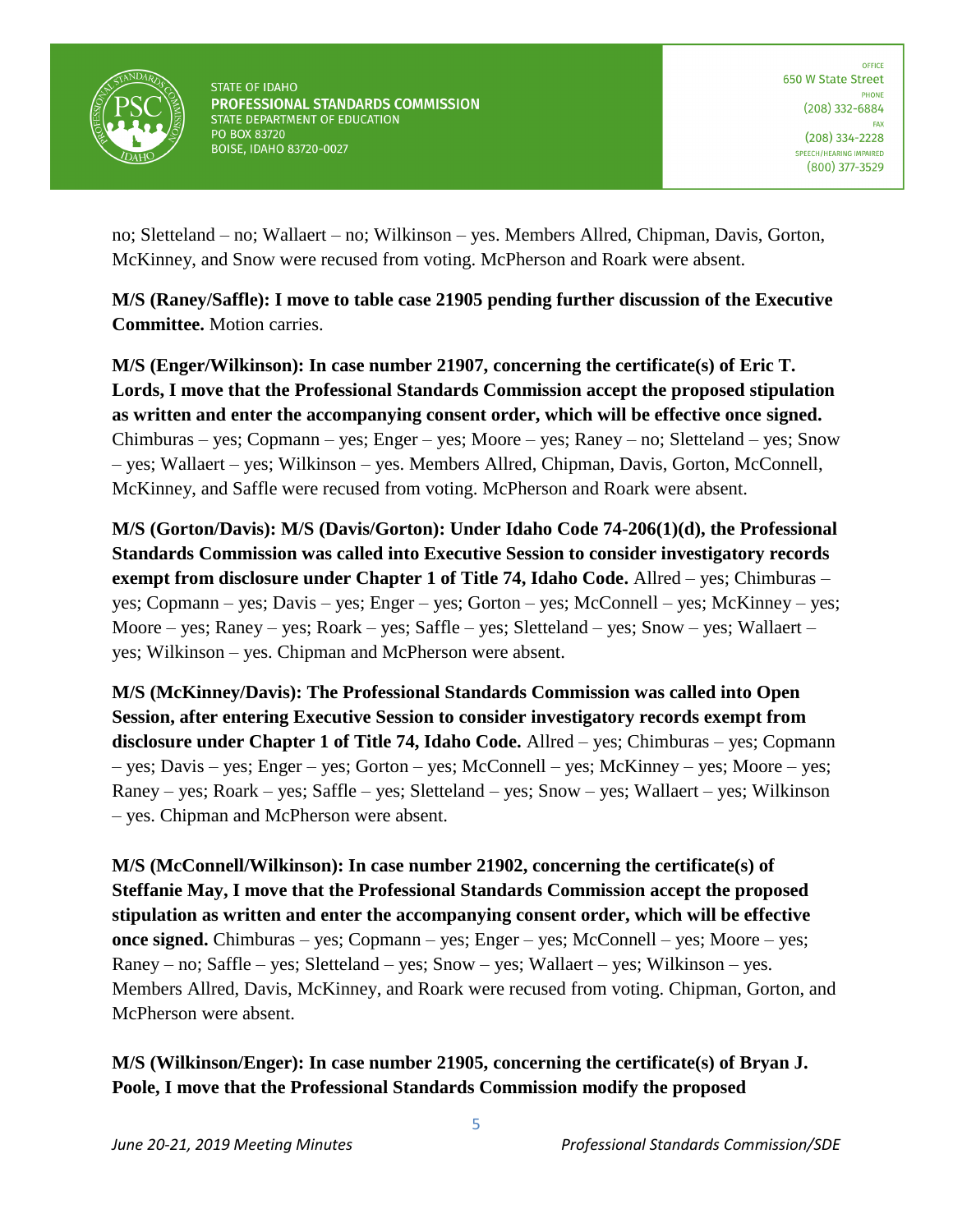no; Sletteland – no; Wallaert – no; Wilkinson – yes. Members Allred, Chipman, Davis, Gorton, McKinney, and Snow were recused from voting. McPherson and Roark were absent.

**M/S (Raney/Saffle): I move to table case 21905 pending further discussion of the Executive Committee.** Motion carries.

**M/S (Enger/Wilkinson): In case number 21907, concerning the certificate(s) of Eric T. Lords, I move that the Professional Standards Commission accept the proposed stipulation as written and enter the accompanying consent order, which will be effective once signed.** Chimburas – yes; Copmann – yes; Enger – yes; Moore – yes; Raney – no; Sletteland – yes; Snow – yes; Wallaert – yes; Wilkinson – yes. Members Allred, Chipman, Davis, Gorton, McConnell, McKinney, and Saffle were recused from voting. McPherson and Roark were absent.

**M/S (Gorton/Davis): M/S (Davis/Gorton): Under Idaho Code 74-206(1)(d), the Professional Standards Commission was called into Executive Session to consider investigatory records exempt from disclosure under Chapter 1 of Title 74, Idaho Code.** Allred – yes; Chimburas – yes; Copmann – yes; Davis – yes; Enger – yes; Gorton – yes; McConnell – yes; McKinney – yes; Moore – yes; Raney – yes; Roark – yes; Saffle – yes; Sletteland – yes; Snow – yes; Wallaert – yes; Wilkinson – yes. Chipman and McPherson were absent.

**M/S (McKinney/Davis): The Professional Standards Commission was called into Open Session, after entering Executive Session to consider investigatory records exempt from disclosure under Chapter 1 of Title 74, Idaho Code.** Allred – yes; Chimburas – yes; Copmann – yes; Davis – yes; Enger – yes; Gorton – yes; McConnell – yes; McKinney – yes; Moore – yes; Raney – yes; Roark – yes; Saffle – yes; Sletteland – yes; Snow – yes; Wallaert – yes; Wilkinson – yes. Chipman and McPherson were absent.

**M/S (McConnell/Wilkinson): In case number 21902, concerning the certificate(s) of Steffanie May, I move that the Professional Standards Commission accept the proposed stipulation as written and enter the accompanying consent order, which will be effective once signed.** Chimburas – yes; Copmann – yes; Enger – yes; McConnell – yes; Moore – yes; Raney – no; Saffle – yes; Sletteland – yes; Snow – yes; Wallaert – yes; Wilkinson – yes. Members Allred, Davis, McKinney, and Roark were recused from voting. Chipman, Gorton, and McPherson were absent.

**M/S (Wilkinson/Enger): In case number 21905, concerning the certificate(s) of Bryan J. Poole, I move that the Professional Standards Commission modify the proposed**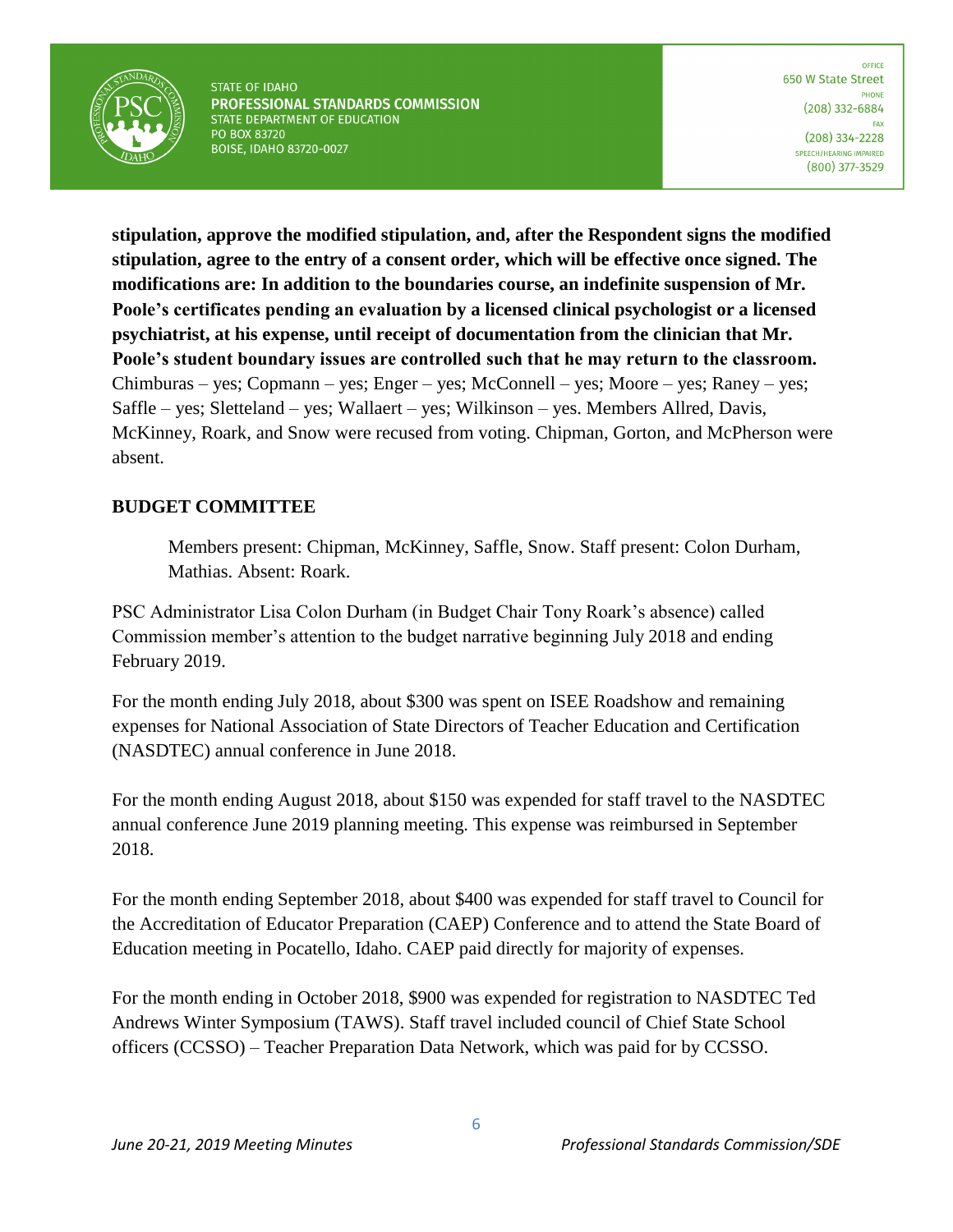**stipulation, approve the modified stipulation, and, after the Respondent signs the modified stipulation, agree to the entry of a consent order, which will be effective once signed. The modifications are: In addition to the boundaries course, an indefinite suspension of Mr. Poole's certificates pending an evaluation by a licensed clinical psychologist or a licensed psychiatrist, at his expense, until receipt of documentation from the clinician that Mr. Poole's student boundary issues are controlled such that he may return to the classroom.** Chimburas – yes; Copmann – yes; Enger – yes; McConnell – yes; Moore – yes; Raney – yes; Saffle – yes; Sletteland – yes; Wallaert – yes; Wilkinson – yes. Members Allred, Davis, McKinney, Roark, and Snow were recused from voting. Chipman, Gorton, and McPherson were absent.

**BUDGET COMMITTEE**

> Members present: Chipman, McKinney, Saffle, Snow. Staff present: Colon Durham, Mathias. Absent: Roark.

PSC Administrator Lisa Colon Durham (in Budget Chair Tony Roark's absence) called Commission member's attention to the budget narrative beginning July 2018 and ending February 2019.

For the month ending July 2018, about $300 was spent on ISEE Roadshow and remaining expenses for National Association of State Directors of Teacher Education and Certification (NASDTEC) annual conference in June 2018.

For the month ending August 2018, about $150 was expended for staff travel to the NASDTEC annual conference June 2019 planning meeting. This expense was reimbursed in September 2018.

For the month ending September 2018, about $400 was expended for staff travel to Council for the Accreditation of Educator Preparation (CAEP) Conference and to attend the State Board of Education meeting in Pocatello, Idaho. CAEP paid directly for majority of expenses.

For the month ending in October 2018, $900 was expended for registration to NASDTEC Ted Andrews Winter Symposium (TAWS). Staff travel included council of Chief State School officers (CCSSO) – Teacher Preparation Data Network, which was paid for by CCSSO.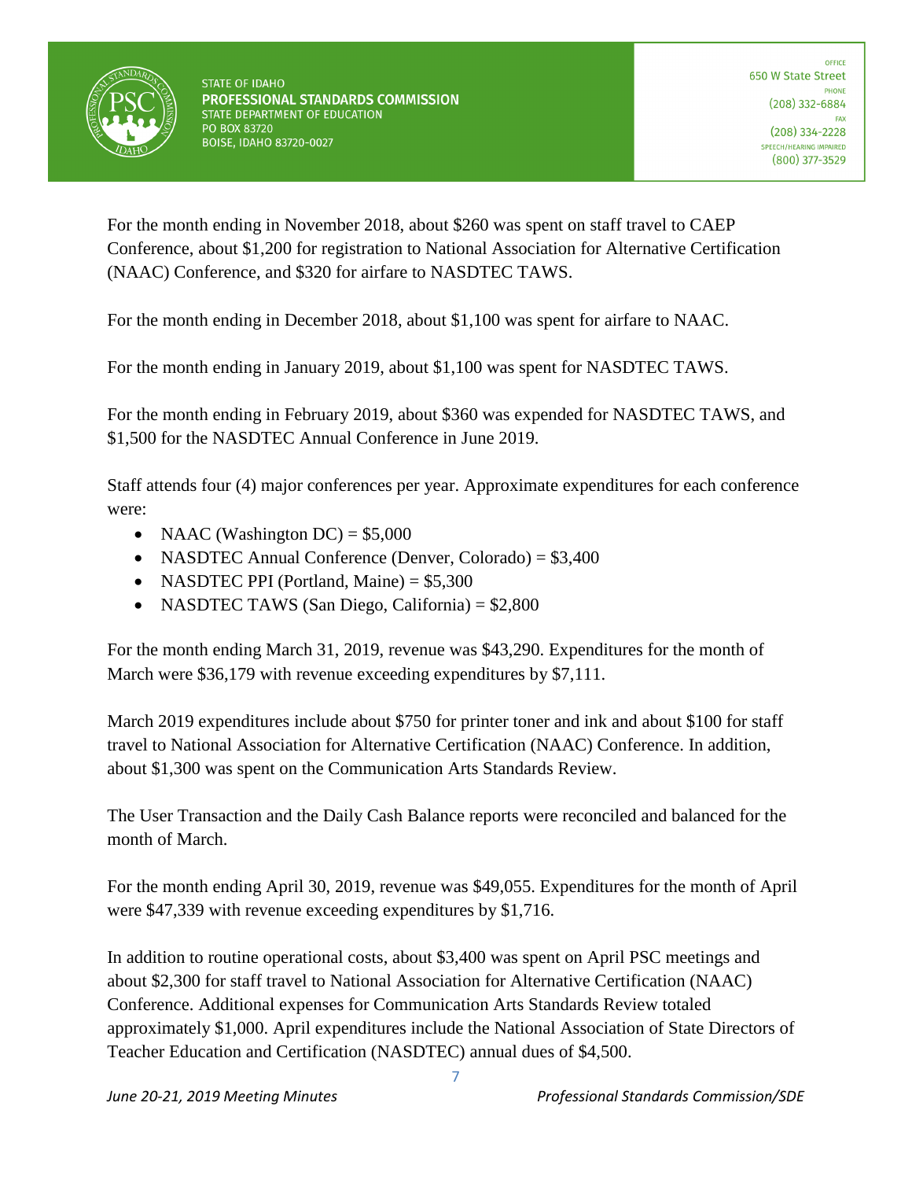For the month ending in November 2018, about $260 was spent on staff travel to CAEP Conference, about $1,200 for registration to National Association for Alternative Certification (NAAC) Conference, and $320 for airfare to NASDTEC TAWS.

For the month ending in December 2018, about $1,100 was spent for airfare to NAAC.

For the month ending in January 2019, about $1,100 was spent for NASDTEC TAWS.

For the month ending in February 2019, about $360 was expended for NASDTEC TAWS, and $1,500 for the NASDTEC Annual Conference in June 2019.

Staff attends four (4) major conferences per year. Approximate expenditures for each conference were:

- NAAC (Washington DC) = $5,000
- NASDTEC Annual Conference (Denver, Colorado) = $3,400
- NASDTEC PPI (Portland, Maine) = $5,300
- NASDTEC TAWS (San Diego, California) = $2,800

For the month ending March 31, 2019, revenue was $43,290. Expenditures for the month of March were $36,179 with revenue exceeding expenditures by $7,111.

March 2019 expenditures include about $750 for printer toner and ink and about $100 for staff travel to National Association for Alternative Certification (NAAC) Conference. In addition, about $1,300 was spent on the Communication Arts Standards Review.

The User Transaction and the Daily Cash Balance reports were reconciled and balanced for the month of March.

For the month ending April 30, 2019, revenue was $49,055. Expenditures for the month of April were $47,339 with revenue exceeding expenditures by $1,716.

In addition to routine operational costs, about $3,400 was spent on April PSC meetings and about $2,300 for staff travel to National Association for Alternative Certification (NAAC) Conference. Additional expenses for Communication Arts Standards Review totaled approximately $1,000. April expenditures include the National Association of State Directors of Teacher Education and Certification (NASDTEC) annual dues of $4,500.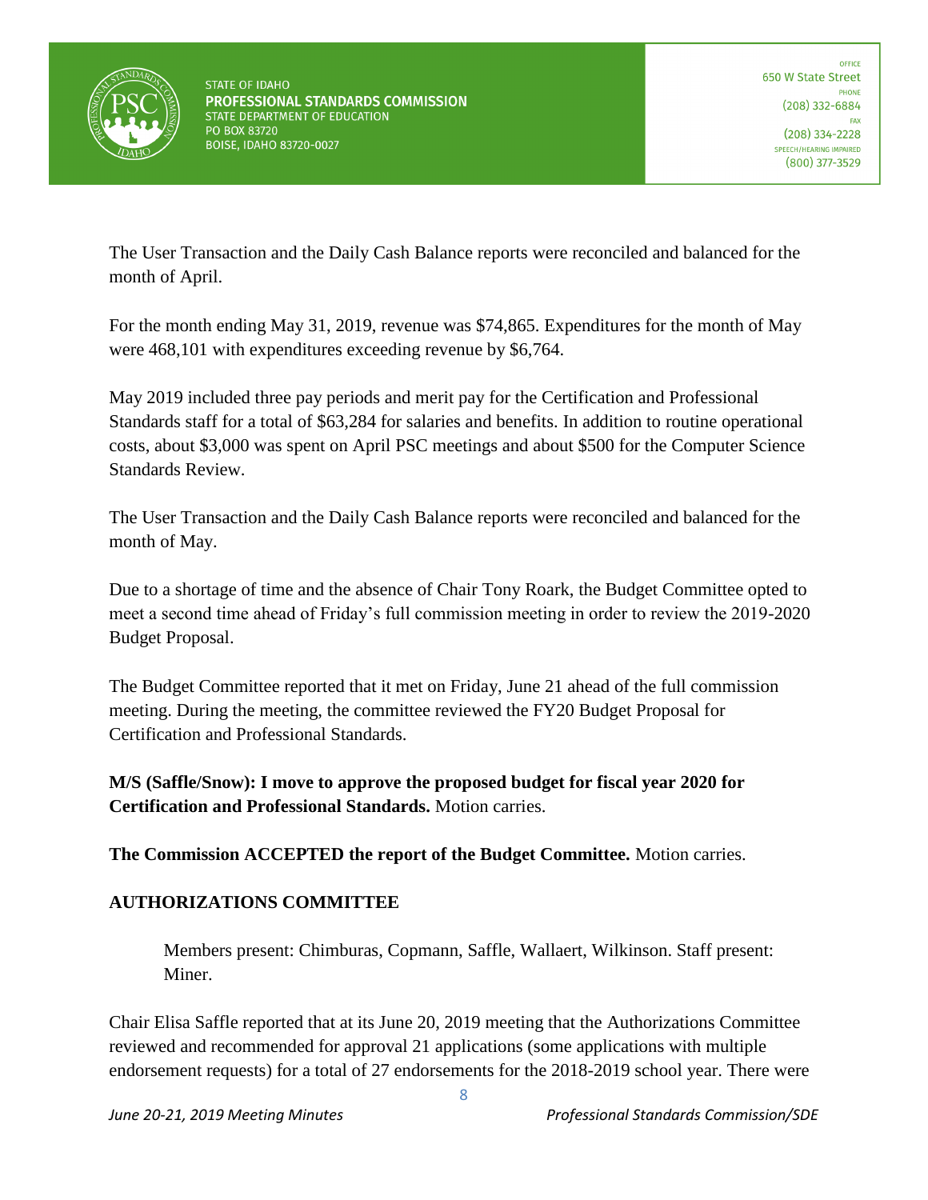The User Transaction and the Daily Cash Balance reports were reconciled and balanced for the month of April.

For the month ending May 31, 2019, revenue was $74,865. Expenditures for the month of May were 468,101 with expenditures exceeding revenue by $6,764.

May 2019 included three pay periods and merit pay for the Certification and Professional Standards staff for a total of $63,284 for salaries and benefits. In addition to routine operational costs, about $3,000 was spent on April PSC meetings and about $500 for the Computer Science Standards Review.

The User Transaction and the Daily Cash Balance reports were reconciled and balanced for the month of May.

Due to a shortage of time and the absence of Chair Tony Roark, the Budget Committee opted to meet a second time ahead of Friday's full commission meeting in order to review the 2019-2020 Budget Proposal.

The Budget Committee reported that it met on Friday, June 21 ahead of the full commission meeting. During the meeting, the committee reviewed the FY20 Budget Proposal for Certification and Professional Standards.

**M/S (Saffle/Snow): I move to approve the proposed budget for fiscal year 2020 for Certification and Professional Standards.** Motion carries.

**The Commission ACCEPTED the report of the Budget Committee.** Motion carries.

**AUTHORIZATIONS COMMITTEE**

> Members present: Chimburas, Copmann, Saffle, Wallaert, Wilkinson. Staff present: Miner.

Chair Elisa Saffle reported that at its June 20, 2019 meeting that the Authorizations Committee reviewed and recommended for approval 21 applications (some applications with multiple endorsement requests) for a total of 27 endorsements for the 2018-2019 school year. There were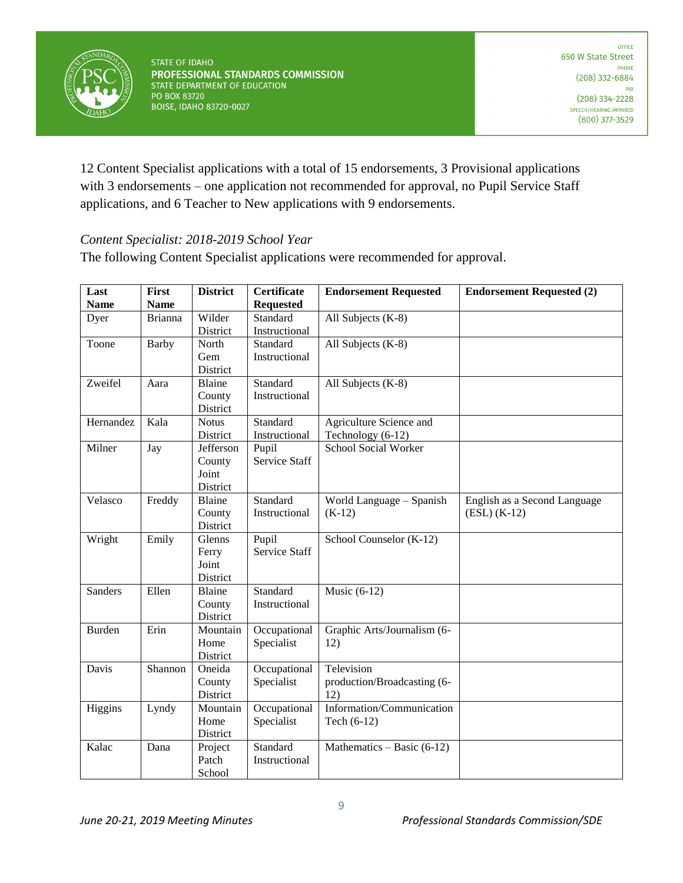12 Content Specialist applications with a total of 15 endorsements, 3 Provisional applications with 3 endorsements – one application not recommended for approval, no Pupil Service Staff applications, and 6 Teacher to New applications with 9 endorsements.

*Content Specialist: 2018-2019 School Year*

The following Content Specialist applications were recommended for approval.

| Last Name | First Name | District | Certificate Requested | Endorsement Requested | Endorsement Requested (2) |
|---|---|---|---|---|---|
| Dyer | Brianna | Wilder District | Standard Instructional | All Subjects (K-8) | |
| Toone | Barby | North Gem District | Standard Instructional | All Subjects (K-8) | |
| Zweifel | Aara | Blaine County District | Standard Instructional | All Subjects (K-8) | |
| Hernandez | Kala | Notus District | Standard Instructional | Agriculture Science and Technology (6-12) | |
| Milner | Jay | Jefferson County Joint District | Pupil Service Staff | School Social Worker | |
| Velasco | Freddy | Blaine County District | Standard Instructional | World Language – Spanish (K-12) | English as a Second Language (ESL) (K-12) |
| Wright | Emily | Glenns Ferry Joint District | Pupil Service Staff | School Counselor (K-12) | |
| Sanders | Ellen | Blaine County District | Standard Instructional | Music (6-12) | |
| Burden | Erin | Mountain Home District | Occupational Specialist | Graphic Arts/Journalism (6-12) | |
| Davis | Shannon | Oneida County District | Occupational Specialist | Television production/Broadcasting (6-12) | |
| Higgins | Lyndy | Mountain Home District | Occupational Specialist | Information/Communication Tech (6-12) | |
| Kalac | Dana | Project Patch School | Standard Instructional | Mathematics – Basic (6-12) | |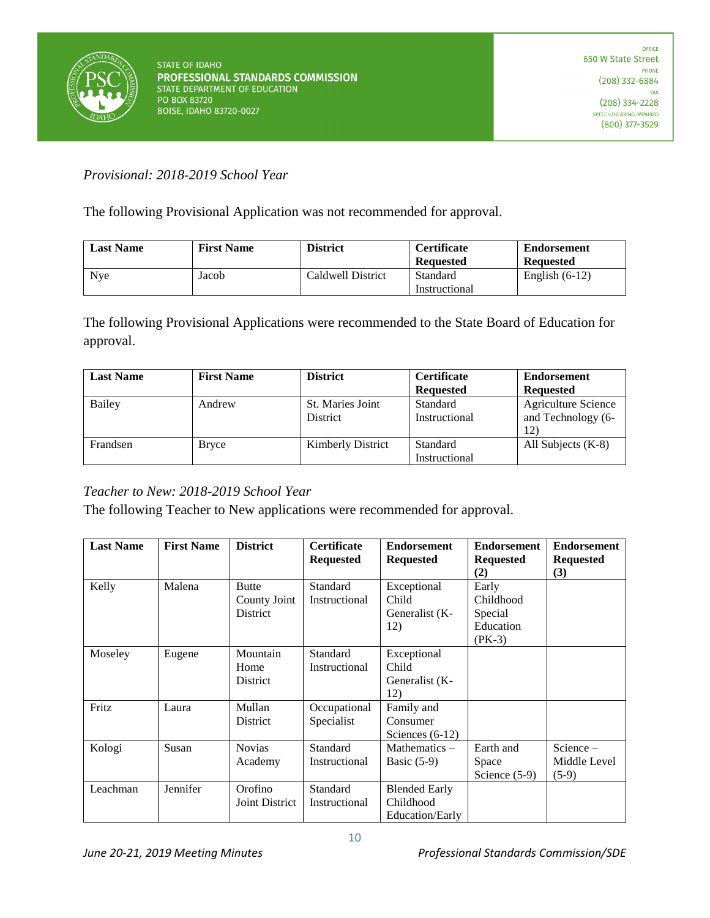*Provisional: 2018-2019 School Year*

The following Provisional Application was not recommended for approval.

| Last Name | First Name | District | Certificate Requested | Endorsement Requested |
|---|---|---|---|---|
| Nye | Jacob | Caldwell District | Standard Instructional | English (6-12) |

The following Provisional Applications were recommended to the State Board of Education for approval.

| Last Name | First Name | District | Certificate Requested | Endorsement Requested |
|---|---|---|---|---|
| Bailey | Andrew | St. Maries Joint District | Standard Instructional | Agriculture Science and Technology (6-12) |
| Frandsen | Bryce | Kimberly District | Standard Instructional | All Subjects (K-8) |

*Teacher to New: 2018-2019 School Year*

The following Teacher to New applications were recommended for approval.

| Last Name | First Name | District | Certificate Requested | Endorsement Requested | Endorsement Requested (2) | Endorsement Requested (3) |
|---|---|---|---|---|---|---|
| Kelly | Malena | Butte County Joint District | Standard Instructional | Exceptional Child Generalist (K-12) | Early Childhood Special Education (PK-3) | |
| Moseley | Eugene | Mountain Home District | Standard Instructional | Exceptional Child Generalist (K-12) | | |
| Fritz | Laura | Mullan District | Occupational Specialist | Family and Consumer Sciences (6-12) | | |
| Kologi | Susan | Novias Academy | Standard Instructional | Mathematics – Basic (5-9) | Earth and Space Science (5-9) | Science – Middle Level (5-9) |
| Leachman | Jennifer | Orofino Joint District | Standard Instructional | Blended Early Childhood Education/Early | | |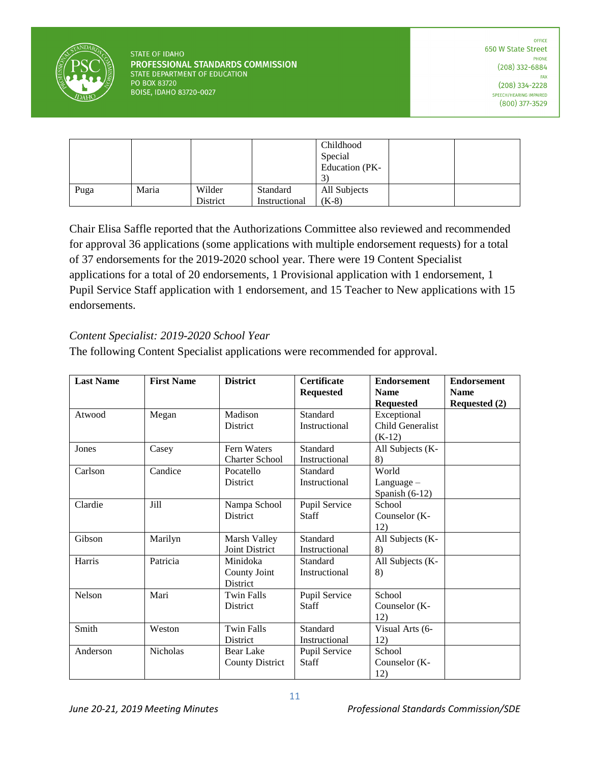|  |  |  |  | Childhood Special Education (PK-3) |  |  |
| --- | --- | --- | --- | --- | --- | --- |
| Puga | Maria | Wilder District | Standard Instructional | All Subjects (K-8) |  |  |

Chair Elisa Saffle reported that the Authorizations Committee also reviewed and recommended for approval 36 applications (some applications with multiple endorsement requests) for a total of 37 endorsements for the 2019-2020 school year. There were 19 Content Specialist applications for a total of 20 endorsements, 1 Provisional application with 1 endorsement, 1 Pupil Service Staff application with 1 endorsement, and 15 Teacher to New applications with 15 endorsements.

*Content Specialist: 2019-2020 School Year*

The following Content Specialist applications were recommended for approval.

| **Last Name** | **First Name** | **District** | **Certificate Requested** | **Endorsement Name Requested** | **Endorsement Name Requested (2)** |
| --- | --- | --- | --- | --- | --- |
| Atwood | Megan | Madison District | Standard Instructional | Exceptional Child Generalist (K-12) |  |
| Jones | Casey | Fern Waters Charter School | Standard Instructional | All Subjects (K-8) |  |
| Carlson | Candice | Pocatello District | Standard Instructional | World Language – Spanish (6-12) |  |
| Clardie | Jill | Nampa School District | Pupil Service Staff | School Counselor (K-12) |  |
| Gibson | Marilyn | Marsh Valley Joint District | Standard Instructional | All Subjects (K-8) |  |
| Harris | Patricia | Minidoka County Joint District | Standard Instructional | All Subjects (K-8) |  |
| Nelson | Mari | Twin Falls District | Pupil Service Staff | School Counselor (K-12) |  |
| Smith | Weston | Twin Falls District | Standard Instructional | Visual Arts (6-12) |  |
| Anderson | Nicholas | Bear Lake County District | Pupil Service Staff | School Counselor (K-12) |  |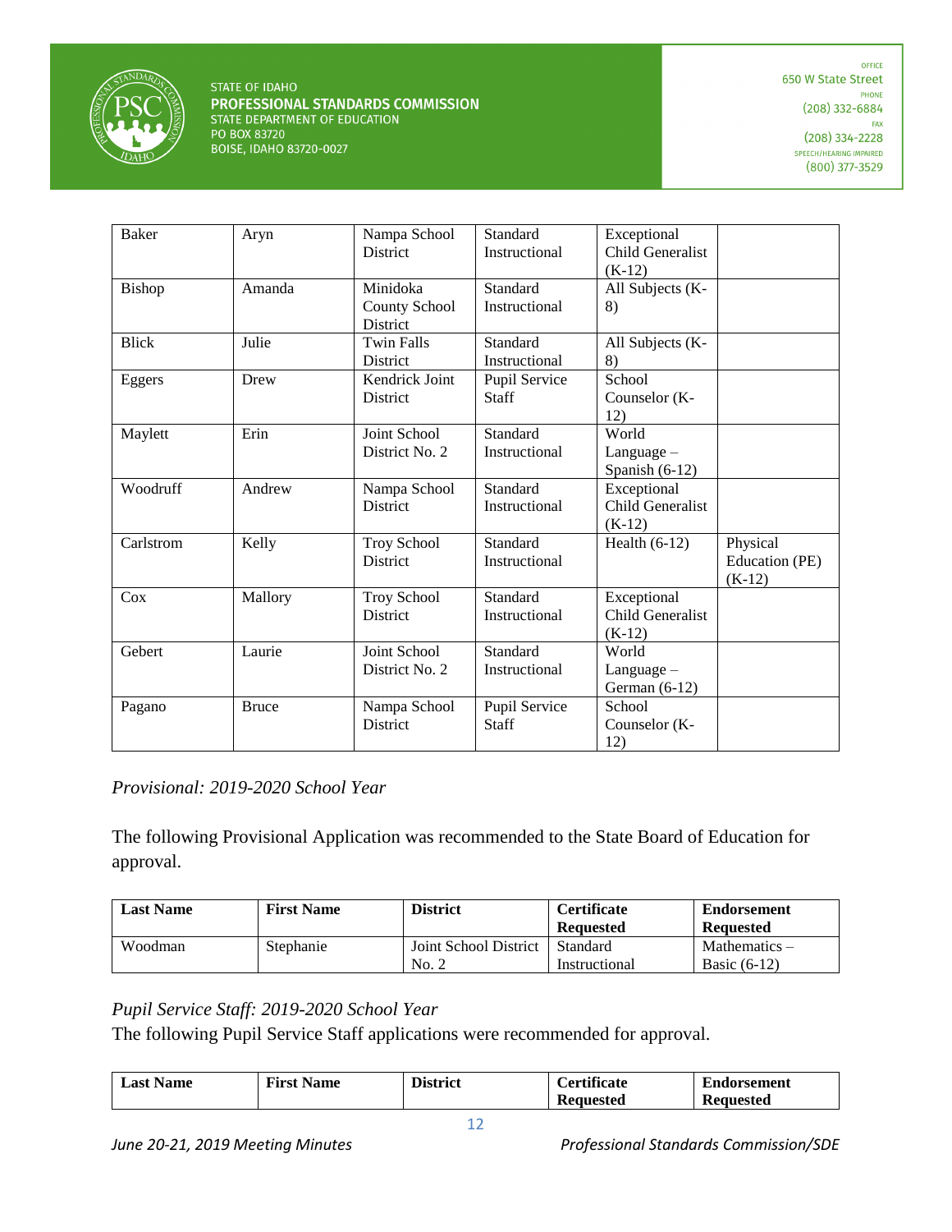| | | | | | |
|---|---|---|---|---|---|
| Baker | Aryn | Nampa School District | Standard Instructional | Exceptional Child Generalist (K-12) | |
| Bishop | Amanda | Minidoka County School District | Standard Instructional | All Subjects (K-8) | |
| Blick | Julie | Twin Falls District | Standard Instructional | All Subjects (K-8) | |
| Eggers | Drew | Kendrick Joint District | Pupil Service Staff | School Counselor (K-12) | |
| Maylett | Erin | Joint School District No. 2 | Standard Instructional | World Language – Spanish (6-12) | |
| Woodruff | Andrew | Nampa School District | Standard Instructional | Exceptional Child Generalist (K-12) | |
| Carlstrom | Kelly | Troy School District | Standard Instructional | Health (6-12) | Physical Education (PE) (K-12) |
| Cox | Mallory | Troy School District | Standard Instructional | Exceptional Child Generalist (K-12) | |
| Gebert | Laurie | Joint School District No. 2 | Standard Instructional | World Language – German (6-12) | |
| Pagano | Bruce | Nampa School District | Pupil Service Staff | School Counselor (K-12) | |

*Provisional: 2019-2020 School Year*

The following Provisional Application was recommended to the State Board of Education for approval.

| Last Name | First Name | District | Certificate Requested | Endorsement Requested |
|---|---|---|---|---|
| Woodman | Stephanie | Joint School District No. 2 | Standard Instructional | Mathematics – Basic (6-12) |

*Pupil Service Staff: 2019-2020 School Year*

The following Pupil Service Staff applications were recommended for approval.

| Last Name | First Name | District | Certificate Requested | Endorsement Requested |
|---|---|---|---|---|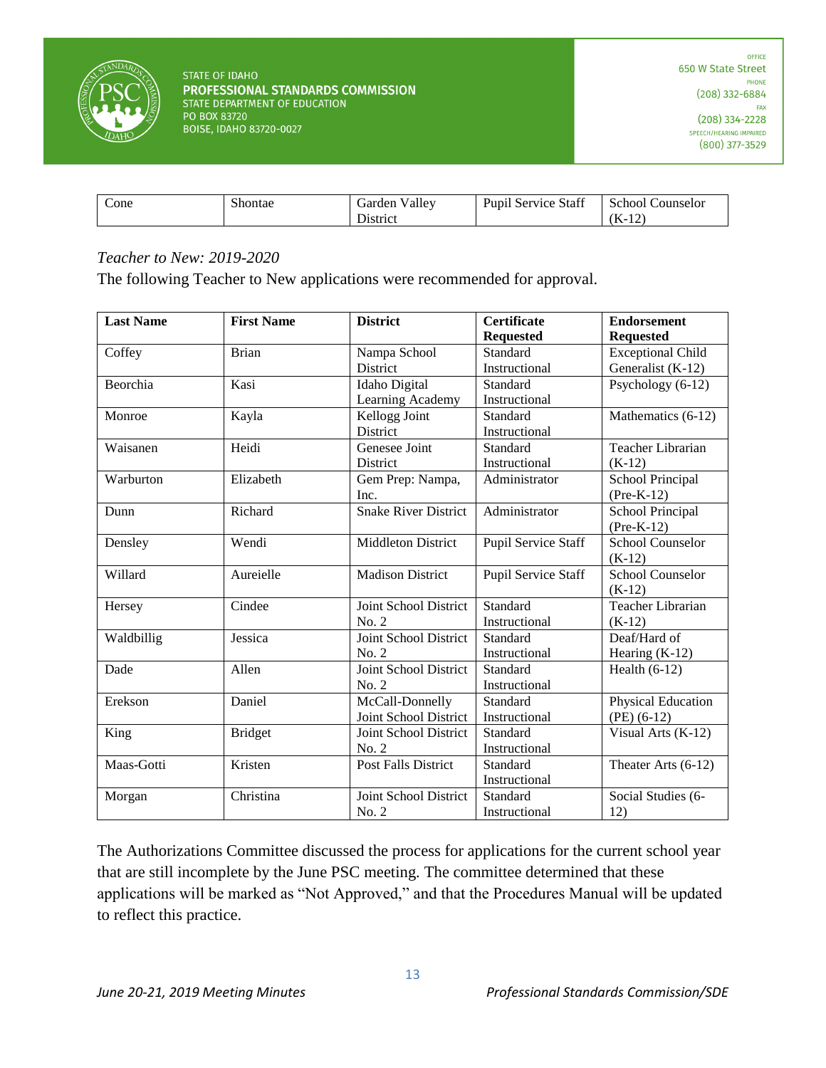| Cone | Shontae | Garden Valley District | Pupil Service Staff | School Counselor (K-12) |
|---|---|---|---|---|

*Teacher to New: 2019-2020*

The following Teacher to New applications were recommended for approval.

| Last Name | First Name | District | Certificate Requested | Endorsement Requested |
|---|---|---|---|---|
| Coffey | Brian | Nampa School District | Standard Instructional | Exceptional Child Generalist (K-12) |
| Beorchia | Kasi | Idaho Digital Learning Academy | Standard Instructional | Psychology (6-12) |
| Monroe | Kayla | Kellogg Joint District | Standard Instructional | Mathematics (6-12) |
| Waisanen | Heidi | Genesee Joint District | Standard Instructional | Teacher Librarian (K-12) |
| Warburton | Elizabeth | Gem Prep: Nampa, Inc. | Administrator | School Principal (Pre-K-12) |
| Dunn | Richard | Snake River District | Administrator | School Principal (Pre-K-12) |
| Densley | Wendi | Middleton District | Pupil Service Staff | School Counselor (K-12) |
| Willard | Aureielle | Madison District | Pupil Service Staff | School Counselor (K-12) |
| Hersey | Cindee | Joint School District No. 2 | Standard Instructional | Teacher Librarian (K-12) |
| Waldbillig | Jessica | Joint School District No. 2 | Standard Instructional | Deaf/Hard of Hearing (K-12) |
| Dade | Allen | Joint School District No. 2 | Standard Instructional | Health (6-12) |
| Erekson | Daniel | McCall-Donnelly Joint School District | Standard Instructional | Physical Education (PE) (6-12) |
| King | Bridget | Joint School District No. 2 | Standard Instructional | Visual Arts (K-12) |
| Maas-Gotti | Kristen | Post Falls District | Standard Instructional | Theater Arts (6-12) |
| Morgan | Christina | Joint School District No. 2 | Standard Instructional | Social Studies (6-12) |

The Authorizations Committee discussed the process for applications for the current school year that are still incomplete by the June PSC meeting. The committee determined that these applications will be marked as "Not Approved," and that the Procedures Manual will be updated to reflect this practice.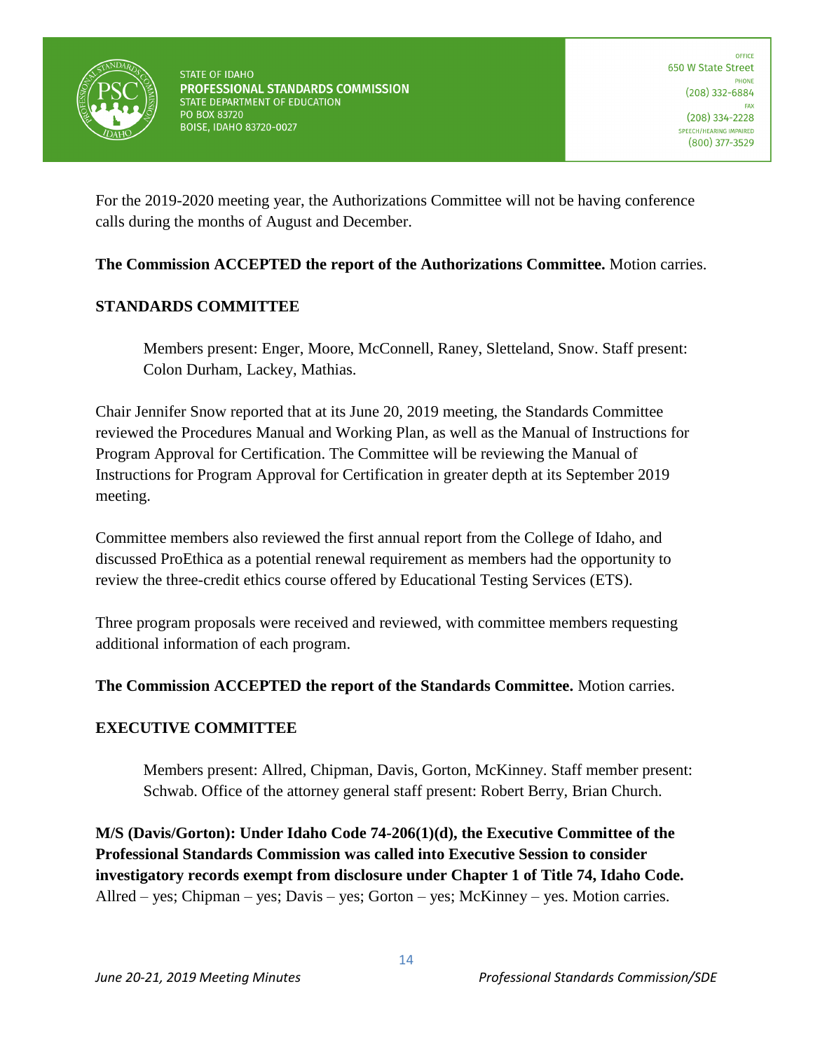For the 2019-2020 meeting year, the Authorizations Committee will not be having conference calls during the months of August and December.

**The Commission ACCEPTED the report of the Authorizations Committee.** Motion carries.

**STANDARDS COMMITTEE**

> Members present: Enger, Moore, McConnell, Raney, Sletteland, Snow. Staff present: Colon Durham, Lackey, Mathias.

Chair Jennifer Snow reported that at its June 20, 2019 meeting, the Standards Committee reviewed the Procedures Manual and Working Plan, as well as the Manual of Instructions for Program Approval for Certification. The Committee will be reviewing the Manual of Instructions for Program Approval for Certification in greater depth at its September 2019 meeting.

Committee members also reviewed the first annual report from the College of Idaho, and discussed ProEthica as a potential renewal requirement as members had the opportunity to review the three-credit ethics course offered by Educational Testing Services (ETS).

Three program proposals were received and reviewed, with committee members requesting additional information of each program.

**The Commission ACCEPTED the report of the Standards Committee.** Motion carries.

**EXECUTIVE COMMITTEE**

> Members present: Allred, Chipman, Davis, Gorton, McKinney. Staff member present: Schwab. Office of the attorney general staff present: Robert Berry, Brian Church.

**M/S (Davis/Gorton): Under Idaho Code 74-206(1)(d), the Executive Committee of the Professional Standards Commission was called into Executive Session to consider investigatory records exempt from disclosure under Chapter 1 of Title 74, Idaho Code.** Allred – yes; Chipman – yes; Davis – yes; Gorton – yes; McKinney – yes. Motion carries.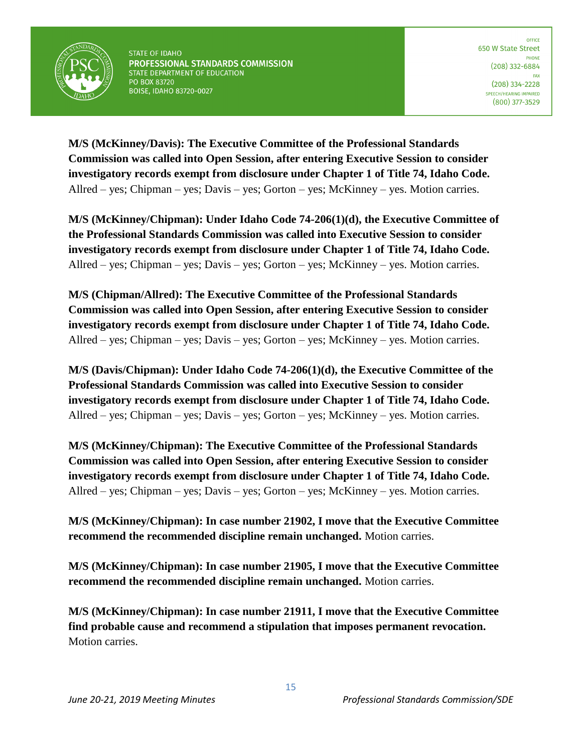**M/S (McKinney/Davis): The Executive Committee of the Professional Standards Commission was called into Open Session, after entering Executive Session to consider investigatory records exempt from disclosure under Chapter 1 of Title 74, Idaho Code.** Allred – yes; Chipman – yes; Davis – yes; Gorton – yes; McKinney – yes. Motion carries.

**M/S (McKinney/Chipman): Under Idaho Code 74-206(1)(d), the Executive Committee of the Professional Standards Commission was called into Executive Session to consider investigatory records exempt from disclosure under Chapter 1 of Title 74, Idaho Code.** Allred – yes; Chipman – yes; Davis – yes; Gorton – yes; McKinney – yes. Motion carries.

**M/S (Chipman/Allred): The Executive Committee of the Professional Standards Commission was called into Open Session, after entering Executive Session to consider investigatory records exempt from disclosure under Chapter 1 of Title 74, Idaho Code.** Allred – yes; Chipman – yes; Davis – yes; Gorton – yes; McKinney – yes. Motion carries.

**M/S (Davis/Chipman): Under Idaho Code 74-206(1)(d), the Executive Committee of the Professional Standards Commission was called into Executive Session to consider investigatory records exempt from disclosure under Chapter 1 of Title 74, Idaho Code.** Allred – yes; Chipman – yes; Davis – yes; Gorton – yes; McKinney – yes. Motion carries.

**M/S (McKinney/Chipman): The Executive Committee of the Professional Standards Commission was called into Open Session, after entering Executive Session to consider investigatory records exempt from disclosure under Chapter 1 of Title 74, Idaho Code.** Allred – yes; Chipman – yes; Davis – yes; Gorton – yes; McKinney – yes. Motion carries.

**M/S (McKinney/Chipman): In case number 21902, I move that the Executive Committee recommend the recommended discipline remain unchanged.** Motion carries.

**M/S (McKinney/Chipman): In case number 21905, I move that the Executive Committee recommend the recommended discipline remain unchanged.** Motion carries.

**M/S (McKinney/Chipman): In case number 21911, I move that the Executive Committee find probable cause and recommend a stipulation that imposes permanent revocation.** Motion carries.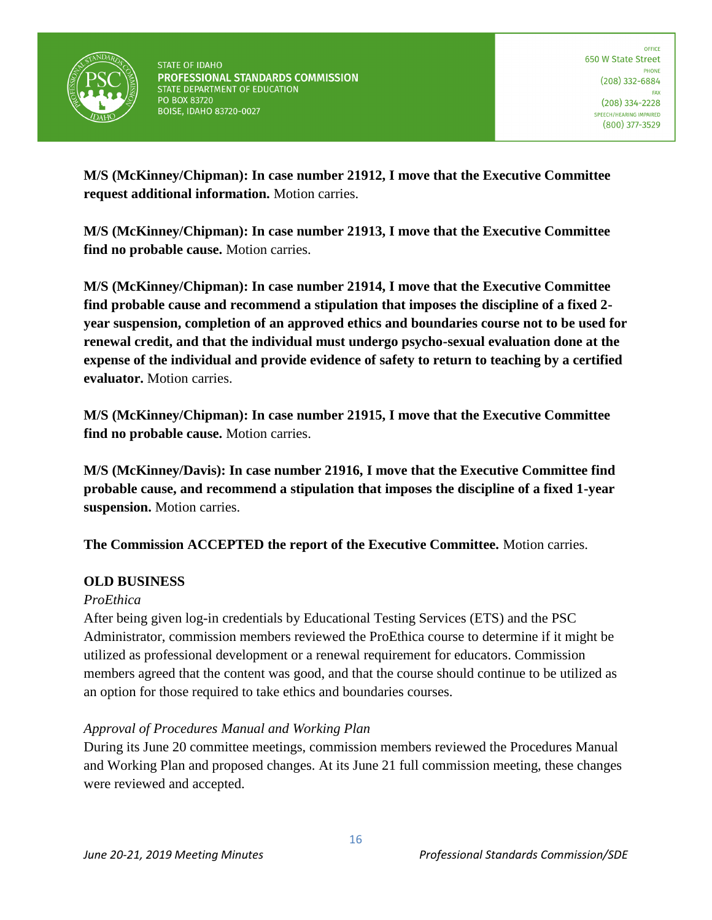**M/S (McKinney/Chipman): In case number 21912, I move that the Executive Committee request additional information.** Motion carries.

**M/S (McKinney/Chipman): In case number 21913, I move that the Executive Committee find no probable cause.** Motion carries.

**M/S (McKinney/Chipman): In case number 21914, I move that the Executive Committee find probable cause and recommend a stipulation that imposes the discipline of a fixed 2-year suspension, completion of an approved ethics and boundaries course not to be used for renewal credit, and that the individual must undergo psycho-sexual evaluation done at the expense of the individual and provide evidence of safety to return to teaching by a certified evaluator.** Motion carries.

**M/S (McKinney/Chipman): In case number 21915, I move that the Executive Committee find no probable cause.** Motion carries.

**M/S (McKinney/Davis): In case number 21916, I move that the Executive Committee find probable cause, and recommend a stipulation that imposes the discipline of a fixed 1-year suspension.** Motion carries.

**The Commission ACCEPTED the report of the Executive Committee.** Motion carries.

**OLD BUSINESS**

*ProEthica*

After being given log-in credentials by Educational Testing Services (ETS) and the PSC Administrator, commission members reviewed the ProEthica course to determine if it might be utilized as professional development or a renewal requirement for educators. Commission members agreed that the content was good, and that the course should continue to be utilized as an option for those required to take ethics and boundaries courses.

*Approval of Procedures Manual and Working Plan*

During its June 20 committee meetings, commission members reviewed the Procedures Manual and Working Plan and proposed changes. At its June 21 full commission meeting, these changes were reviewed and accepted.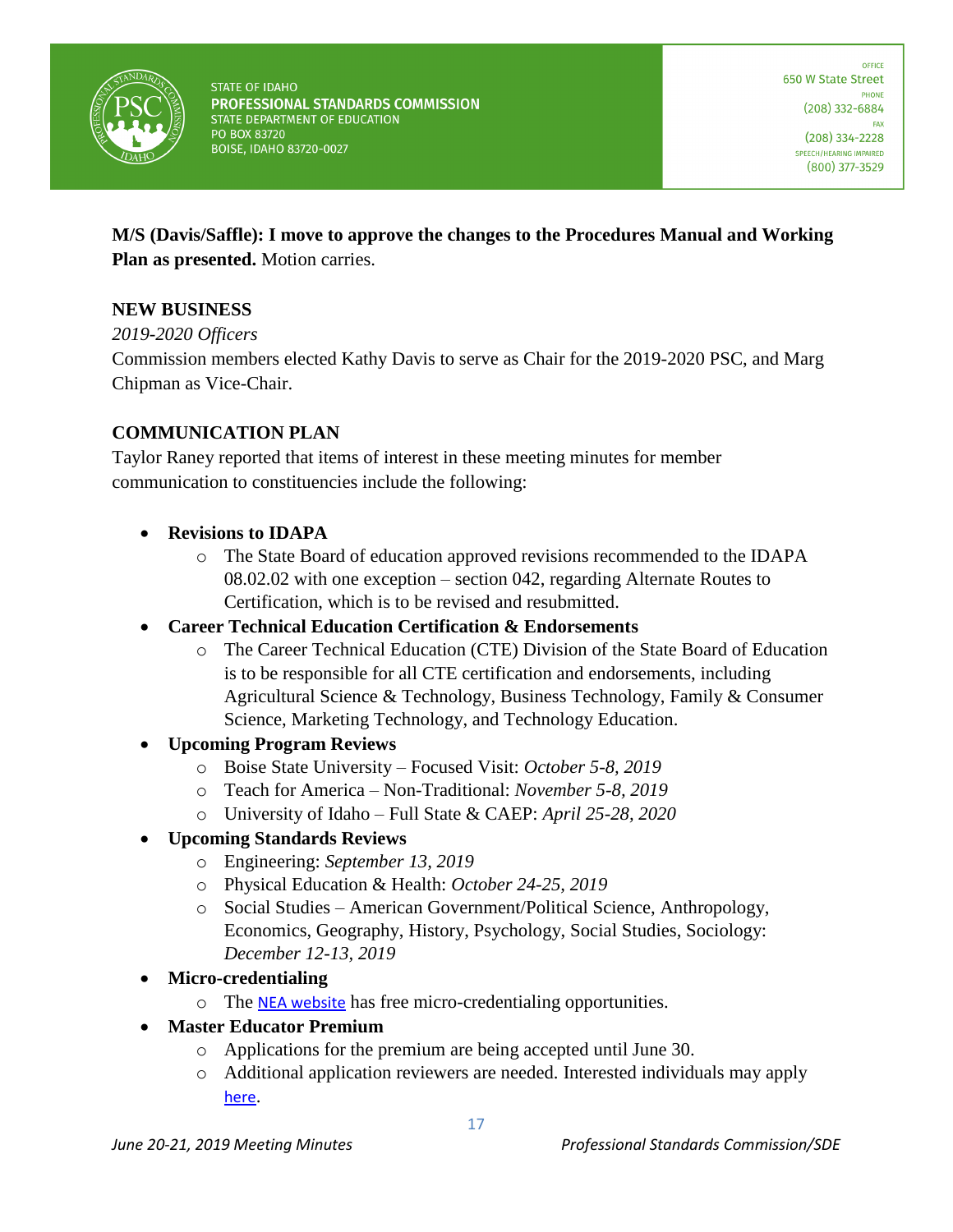**M/S (Davis/Saffle): I move to approve the changes to the Procedures Manual and Working Plan as presented.** Motion carries.

## NEW BUSINESS

*2019-2020 Officers*

Commission members elected Kathy Davis to serve as Chair for the 2019-2020 PSC, and Marg Chipman as Vice-Chair.

## COMMUNICATION PLAN

Taylor Raney reported that items of interest in these meeting minutes for member communication to constituencies include the following:

- **Revisions to IDAPA**
  - The State Board of education approved revisions recommended to the IDAPA 08.02.02 with one exception – section 042, regarding Alternate Routes to Certification, which is to be revised and resubmitted.
- **Career Technical Education Certification & Endorsements**
  - The Career Technical Education (CTE) Division of the State Board of Education is to be responsible for all CTE certification and endorsements, including Agricultural Science & Technology, Business Technology, Family & Consumer Science, Marketing Technology, and Technology Education.
- **Upcoming Program Reviews**
  - Boise State University – Focused Visit: *October 5-8, 2019*
  - Teach for America – Non-Traditional: *November 5-8, 2019*
  - University of Idaho – Full State & CAEP: *April 25-28, 2020*
- **Upcoming Standards Reviews**
  - Engineering: *September 13, 2019*
  - Physical Education & Health: *October 24-25, 2019*
  - Social Studies – American Government/Political Science, Anthropology, Economics, Geography, History, Psychology, Social Studies, Sociology: *December 12-13, 2019*
- **Micro-credentialing**
  - The NEA website has free micro-credentialing opportunities.
- **Master Educator Premium**
  - Applications for the premium are being accepted until June 30.
  - Additional application reviewers are needed. Interested individuals may apply here.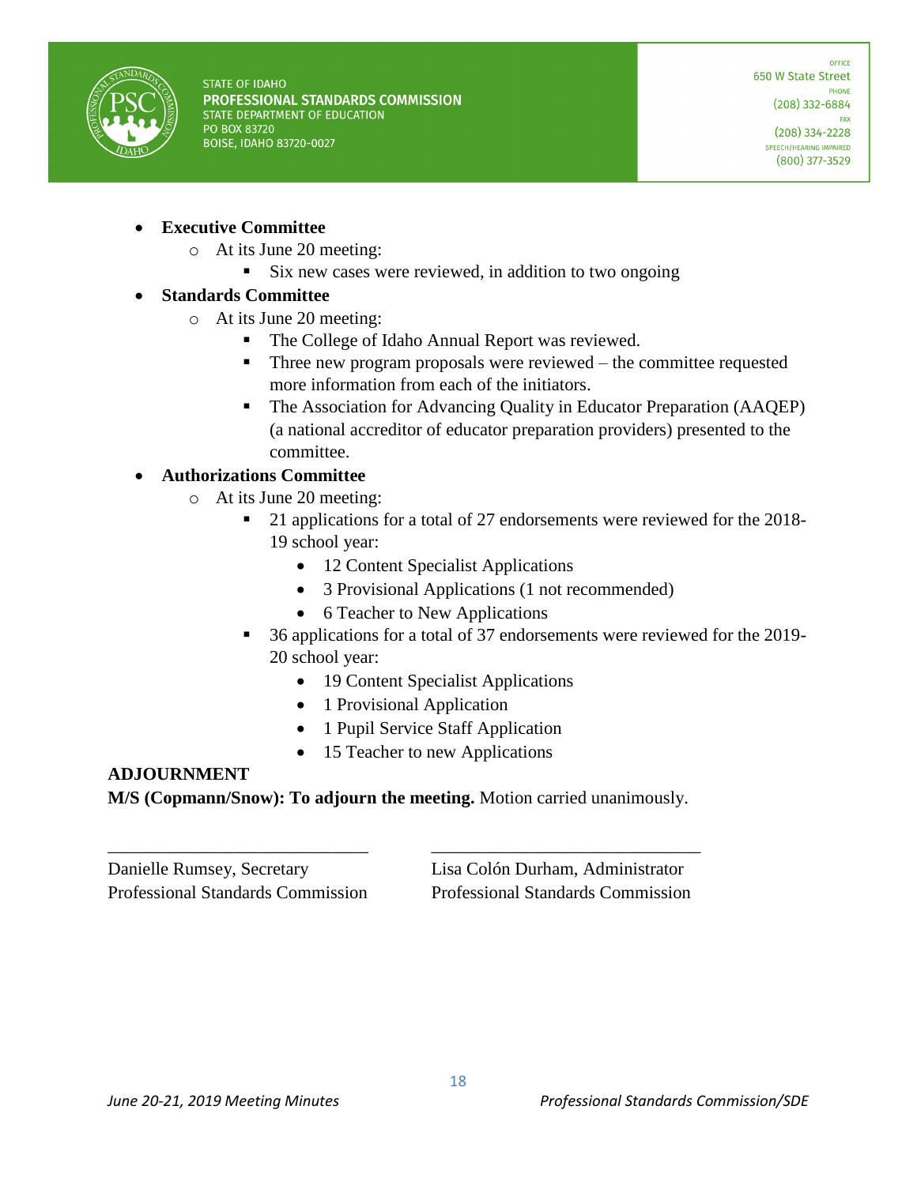- **Executive Committee**
  - At its June 20 meeting:
    - Six new cases were reviewed, in addition to two ongoing
- **Standards Committee**
  - At its June 20 meeting:
    - The College of Idaho Annual Report was reviewed.
    - Three new program proposals were reviewed – the committee requested more information from each of the initiators.
    - The Association for Advancing Quality in Educator Preparation (AAQEP) (a national accreditor of educator preparation providers) presented to the committee.
- **Authorizations Committee**
  - At its June 20 meeting:
    - 21 applications for a total of 27 endorsements were reviewed for the 2018-19 school year:
      - 12 Content Specialist Applications
      - 3 Provisional Applications (1 not recommended)
      - 6 Teacher to New Applications
    - 36 applications for a total of 37 endorsements were reviewed for the 2019-20 school year:
      - 19 Content Specialist Applications
      - 1 Provisional Application
      - 1 Pupil Service Staff Application
      - 15 Teacher to new Applications

**ADJOURNMENT**

**M/S (Copmann/Snow): To adjourn the meeting.** Motion carried unanimously.

| | |
|---|---|
| _____________________________ | _____________________________ |
| Danielle Rumsey, Secretary | Lisa Colón Durham, Administrator |
| Professional Standards Commission | Professional Standards Commission |